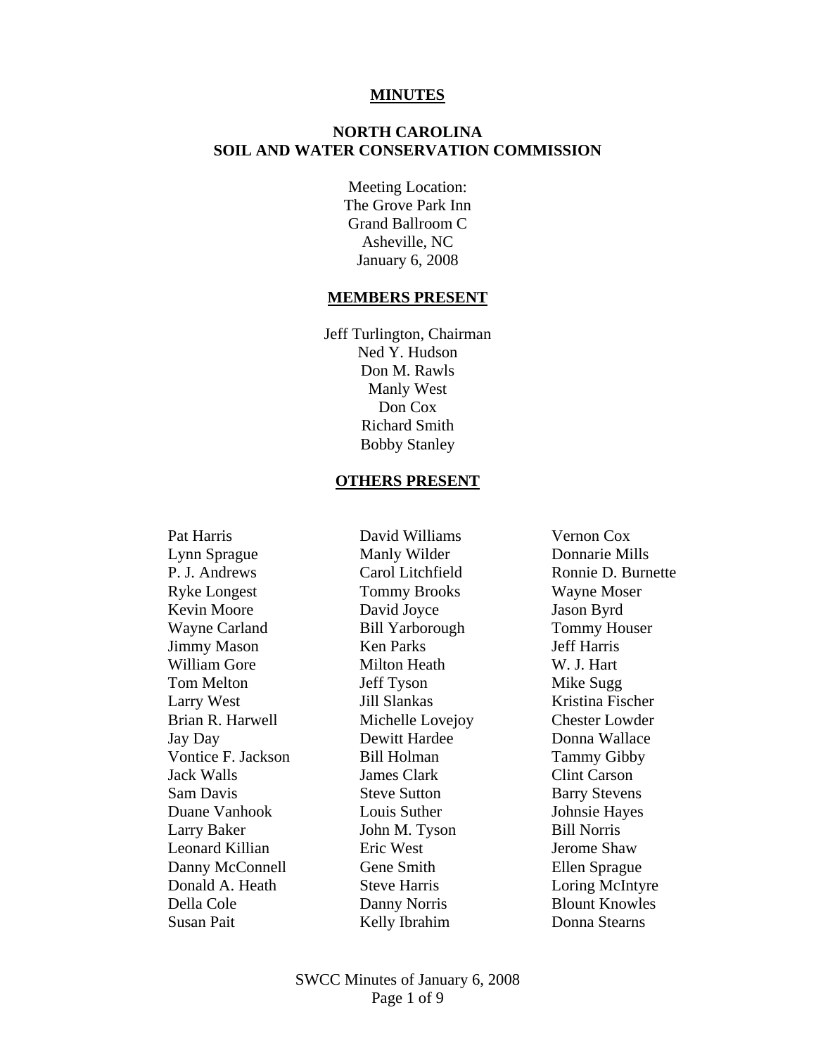# MINUTES

## NORTH CAROLINA
## SOIL AND WATER CONSERVATION COMMISSION

Meeting Location:
The Grove Park Inn
Grand Ballroom C
Asheville, NC
January 6, 2008

## MEMBERS PRESENT

Jeff Turlington, Chairman
Ned Y. Hudson
Don M. Rawls
Manly West
Don Cox
Richard Smith
Bobby Stanley

## OTHERS PRESENT

Pat Harris
Lynn Sprague
P. J. Andrews
Ryke Longest
Kevin Moore
Wayne Carland
Jimmy Mason
William Gore
Tom Melton
Larry West
Brian R. Harwell
Jay Day
Vontice F. Jackson
Jack Walls
Sam Davis
Duane Vanhook
Larry Baker
Leonard Killian
Danny McConnell
Donald A. Heath
Della Cole
Susan Pait
David Williams
Manly Wilder
Carol Litchfield
Tommy Brooks
David Joyce
Bill Yarborough
Ken Parks
Milton Heath
Jeff Tyson
Jill Slankas
Michelle Lovejoy
Dewitt Hardee
Bill Holman
James Clark
Steve Sutton
Louis Suther
John M. Tyson
Eric West
Gene Smith
Steve Harris
Danny Norris
Kelly Ibrahim
Vernon Cox
Donnarie Mills
Ronnie D. Burnette
Wayne Moser
Jason Byrd
Tommy Houser
Jeff Harris
W. J. Hart
Mike Sugg
Kristina Fischer
Chester Lowder
Donna Wallace
Tammy Gibby
Clint Carson
Barry Stevens
Johnsie Hayes
Bill Norris
Jerome Shaw
Ellen Sprague
Loring McIntyre
Blount Knowles
Donna Stearns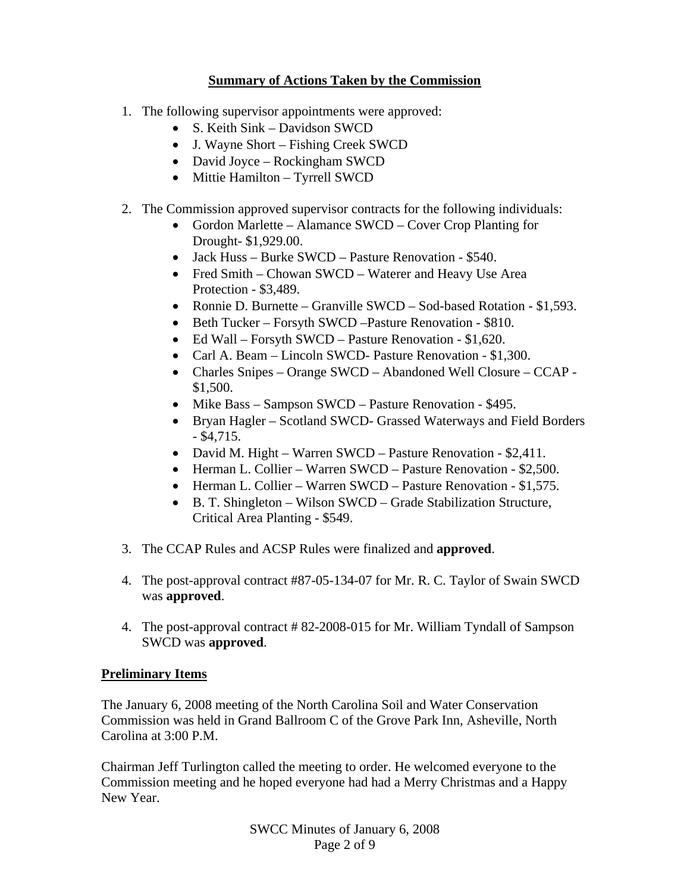## **Summary of Actions Taken by the Commission**

1. The following supervisor appointments were approved:
    - S. Keith Sink – Davidson SWCD
    - J. Wayne Short – Fishing Creek SWCD
    - David Joyce – Rockingham SWCD
    - Mittie Hamilton – Tyrrell SWCD

2. The Commission approved supervisor contracts for the following individuals:
    - Gordon Marlette – Alamance SWCD – Cover Crop Planting for Drought- $1,929.00.
    - Jack Huss – Burke SWCD – Pasture Renovation - $540.
    - Fred Smith – Chowan SWCD – Waterer and Heavy Use Area Protection - $3,489.
    - Ronnie D. Burnette – Granville SWCD – Sod-based Rotation - $1,593.
    - Beth Tucker – Forsyth SWCD –Pasture Renovation - $810.
    - Ed Wall – Forsyth SWCD – Pasture Renovation - $1,620.
    - Carl A. Beam – Lincoln SWCD- Pasture Renovation - $1,300.
    - Charles Snipes – Orange SWCD – Abandoned Well Closure – CCAP - $1,500.
    - Mike Bass – Sampson SWCD – Pasture Renovation - $495.
    - Bryan Hagler – Scotland SWCD- Grassed Waterways and Field Borders - $4,715.
    - David M. Hight – Warren SWCD – Pasture Renovation - $2,411.
    - Herman L. Collier – Warren SWCD – Pasture Renovation - $2,500.
    - Herman L. Collier – Warren SWCD – Pasture Renovation - $1,575.
    - B. T. Shingleton – Wilson SWCD – Grade Stabilization Structure, Critical Area Planting - $549.

3. The CCAP Rules and ACSP Rules were finalized and **approved**.

4. The post-approval contract #87-05-134-07 for Mr. R. C. Taylor of Swain SWCD was **approved**.

4. The post-approval contract # 82-2008-015 for Mr. William Tyndall of Sampson SWCD was **approved**.

## **Preliminary Items**

The January 6, 2008 meeting of the North Carolina Soil and Water Conservation Commission was held in Grand Ballroom C of the Grove Park Inn, Asheville, North Carolina at 3:00 P.M.

Chairman Jeff Turlington called the meeting to order. He welcomed everyone to the Commission meeting and he hoped everyone had had a Merry Christmas and a Happy New Year.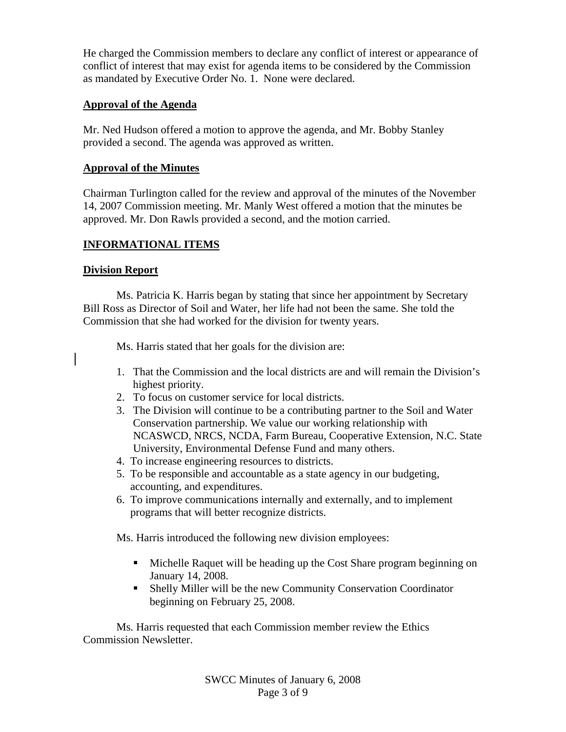He charged the Commission members to declare any conflict of interest or appearance of conflict of interest that may exist for agenda items to be considered by the Commission as mandated by Executive Order No. 1. None were declared.

## Approval of the Agenda

Mr. Ned Hudson offered a motion to approve the agenda, and Mr. Bobby Stanley provided a second. The agenda was approved as written.

## Approval of the Minutes

Chairman Turlington called for the review and approval of the minutes of the November 14, 2007 Commission meeting. Mr. Manly West offered a motion that the minutes be approved. Mr. Don Rawls provided a second, and the motion carried.

## INFORMATIONAL ITEMS

## Division Report

Ms. Patricia K. Harris began by stating that since her appointment by Secretary Bill Ross as Director of Soil and Water, her life had not been the same. She told the Commission that she had worked for the division for twenty years.

Ms. Harris stated that her goals for the division are:

1. That the Commission and the local districts are and will remain the Division's highest priority.
2. To focus on customer service for local districts.
3. The Division will continue to be a contributing partner to the Soil and Water Conservation partnership. We value our working relationship with NCASWCD, NRCS, NCDA, Farm Bureau, Cooperative Extension, N.C. State University, Environmental Defense Fund and many others.
4. To increase engineering resources to districts.
5. To be responsible and accountable as a state agency in our budgeting, accounting, and expenditures.
6. To improve communications internally and externally, and to implement programs that will better recognize districts.

Ms. Harris introduced the following new division employees:

- Michelle Raquet will be heading up the Cost Share program beginning on January 14, 2008.
- Shelly Miller will be the new Community Conservation Coordinator beginning on February 25, 2008.

Ms. Harris requested that each Commission member review the Ethics Commission Newsletter.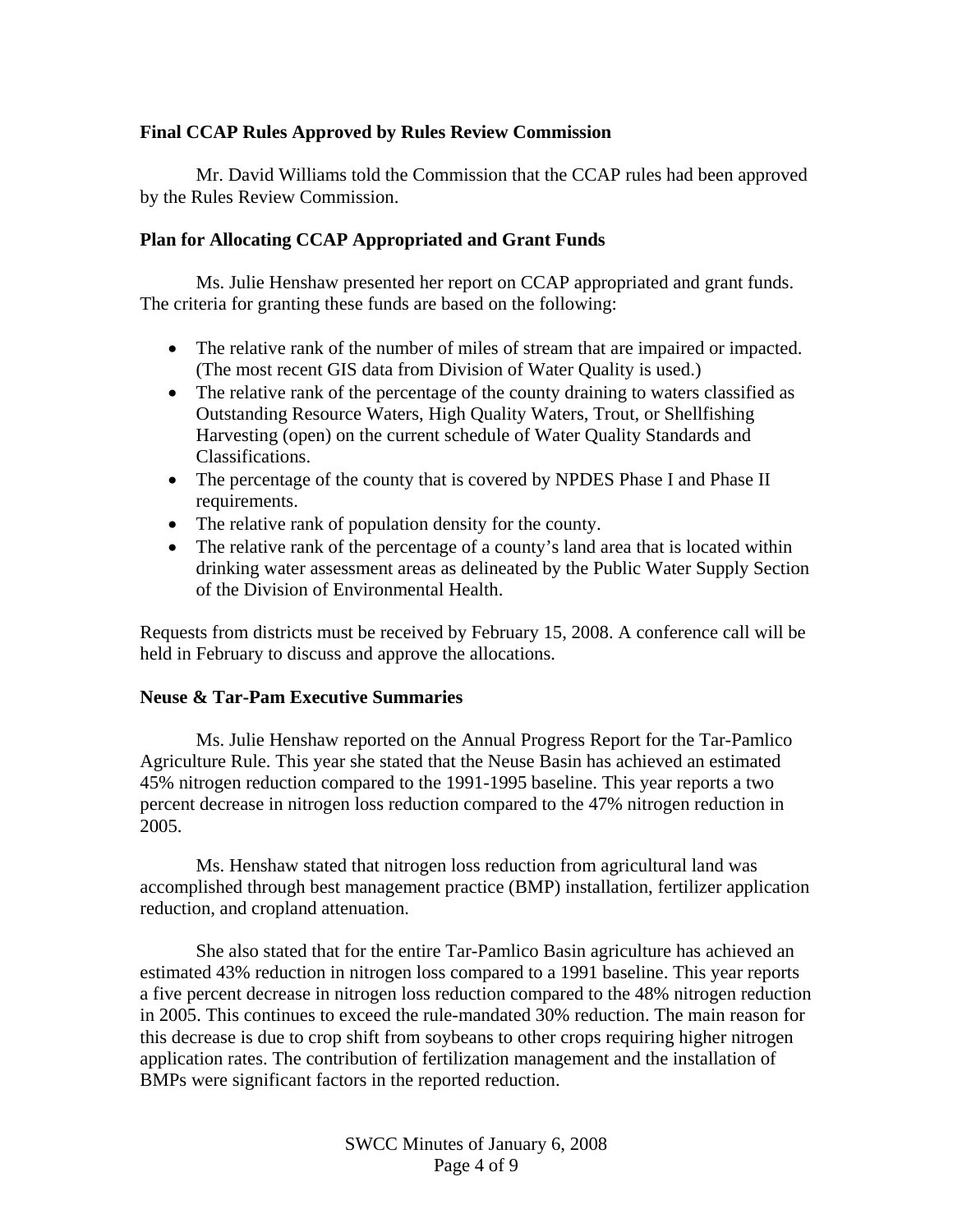**Final CCAP Rules Approved by Rules Review Commission**

Mr. David Williams told the Commission that the CCAP rules had been approved by the Rules Review Commission.

**Plan for Allocating CCAP Appropriated and Grant Funds**

Ms. Julie Henshaw presented her report on CCAP appropriated and grant funds. The criteria for granting these funds are based on the following:

- The relative rank of the number of miles of stream that are impaired or impacted. (The most recent GIS data from Division of Water Quality is used.)
- The relative rank of the percentage of the county draining to waters classified as Outstanding Resource Waters, High Quality Waters, Trout, or Shellfishing Harvesting (open) on the current schedule of Water Quality Standards and Classifications.
- The percentage of the county that is covered by NPDES Phase I and Phase II requirements.
- The relative rank of population density for the county.
- The relative rank of the percentage of a county's land area that is located within drinking water assessment areas as delineated by the Public Water Supply Section of the Division of Environmental Health.

Requests from districts must be received by February 15, 2008. A conference call will be held in February to discuss and approve the allocations.

**Neuse & Tar-Pam Executive Summaries**

Ms. Julie Henshaw reported on the Annual Progress Report for the Tar-Pamlico Agriculture Rule. This year she stated that the Neuse Basin has achieved an estimated 45% nitrogen reduction compared to the 1991-1995 baseline. This year reports a two percent decrease in nitrogen loss reduction compared to the 47% nitrogen reduction in 2005.

Ms. Henshaw stated that nitrogen loss reduction from agricultural land was accomplished through best management practice (BMP) installation, fertilizer application reduction, and cropland attenuation.

She also stated that for the entire Tar-Pamlico Basin agriculture has achieved an estimated 43% reduction in nitrogen loss compared to a 1991 baseline. This year reports a five percent decrease in nitrogen loss reduction compared to the 48% nitrogen reduction in 2005. This continues to exceed the rule-mandated 30% reduction. The main reason for this decrease is due to crop shift from soybeans to other crops requiring higher nitrogen application rates. The contribution of fertilization management and the installation of BMPs were significant factors in the reported reduction.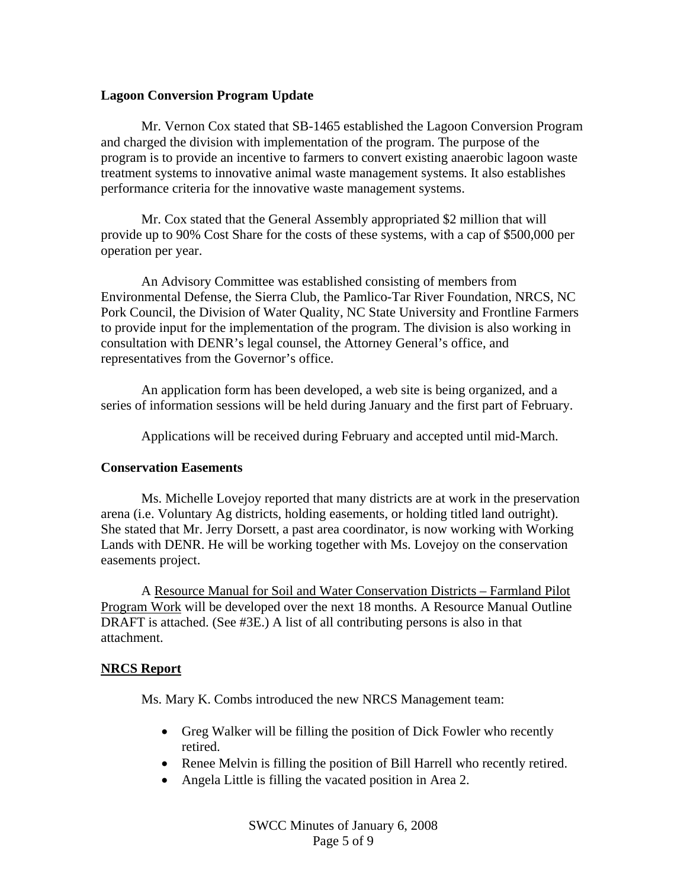**Lagoon Conversion Program Update**

Mr. Vernon Cox stated that SB-1465 established the Lagoon Conversion Program and charged the division with implementation of the program. The purpose of the program is to provide an incentive to farmers to convert existing anaerobic lagoon waste treatment systems to innovative animal waste management systems. It also establishes performance criteria for the innovative waste management systems.

Mr. Cox stated that the General Assembly appropriated $2 million that will provide up to 90% Cost Share for the costs of these systems, with a cap of $500,000 per operation per year.

An Advisory Committee was established consisting of members from Environmental Defense, the Sierra Club, the Pamlico-Tar River Foundation, NRCS, NC Pork Council, the Division of Water Quality, NC State University and Frontline Farmers to provide input for the implementation of the program. The division is also working in consultation with DENR's legal counsel, the Attorney General's office, and representatives from the Governor's office.

An application form has been developed, a web site is being organized, and a series of information sessions will be held during January and the first part of February.

Applications will be received during February and accepted until mid-March.

**Conservation Easements**

Ms. Michelle Lovejoy reported that many districts are at work in the preservation arena (i.e. Voluntary Ag districts, holding easements, or holding titled land outright). She stated that Mr. Jerry Dorsett, a past area coordinator, is now working with Working Lands with DENR. He will be working together with Ms. Lovejoy on the conservation easements project.

A Resource Manual for Soil and Water Conservation Districts – Farmland Pilot Program Work will be developed over the next 18 months. A Resource Manual Outline DRAFT is attached. (See #3E.) A list of all contributing persons is also in that attachment.

**NRCS Report**

Ms. Mary K. Combs introduced the new NRCS Management team:

- Greg Walker will be filling the position of Dick Fowler who recently retired.
- Renee Melvin is filling the position of Bill Harrell who recently retired.
- Angela Little is filling the vacated position in Area 2.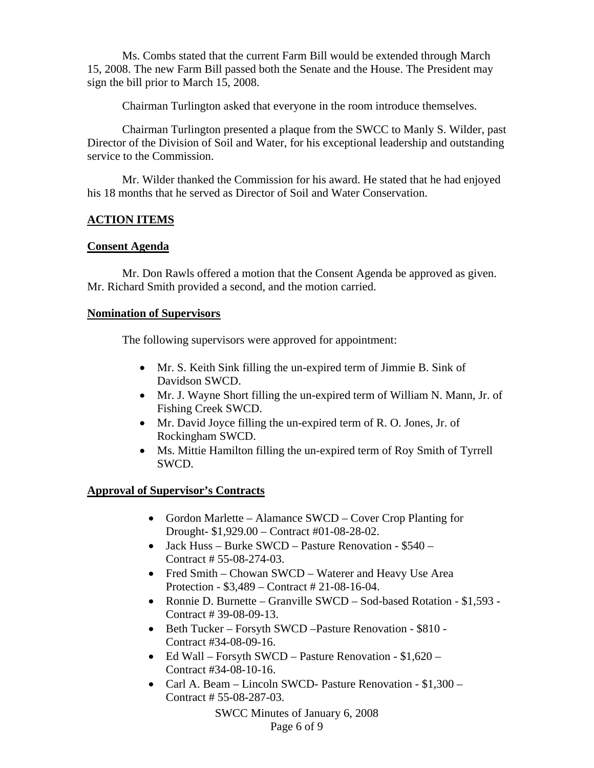Ms. Combs stated that the current Farm Bill would be extended through March 15, 2008. The new Farm Bill passed both the Senate and the House. The President may sign the bill prior to March 15, 2008.

Chairman Turlington asked that everyone in the room introduce themselves.

Chairman Turlington presented a plaque from the SWCC to Manly S. Wilder, past Director of the Division of Soil and Water, for his exceptional leadership and outstanding service to the Commission.

Mr. Wilder thanked the Commission for his award. He stated that he had enjoyed his 18 months that he served as Director of Soil and Water Conservation.

## ACTION ITEMS

### Consent Agenda

Mr. Don Rawls offered a motion that the Consent Agenda be approved as given. Mr. Richard Smith provided a second, and the motion carried.

### Nomination of Supervisors

The following supervisors were approved for appointment:

- Mr. S. Keith Sink filling the un-expired term of Jimmie B. Sink of Davidson SWCD.
- Mr. J. Wayne Short filling the un-expired term of William N. Mann, Jr. of Fishing Creek SWCD.
- Mr. David Joyce filling the un-expired term of R. O. Jones, Jr. of Rockingham SWCD.
- Ms. Mittie Hamilton filling the un-expired term of Roy Smith of Tyrrell SWCD.

### Approval of Supervisor's Contracts

- Gordon Marlette – Alamance SWCD – Cover Crop Planting for Drought- $1,929.00 – Contract #01-08-28-02.
- Jack Huss – Burke SWCD – Pasture Renovation - $540 – Contract # 55-08-274-03.
- Fred Smith – Chowan SWCD – Waterer and Heavy Use Area Protection - $3,489 – Contract # 21-08-16-04.
- Ronnie D. Burnette – Granville SWCD – Sod-based Rotation - $1,593 - Contract # 39-08-09-13.
- Beth Tucker – Forsyth SWCD –Pasture Renovation - $810 - Contract #34-08-09-16.
- Ed Wall – Forsyth SWCD – Pasture Renovation - $1,620 – Contract #34-08-10-16.
- Carl A. Beam – Lincoln SWCD- Pasture Renovation - $1,300 – Contract # 55-08-287-03.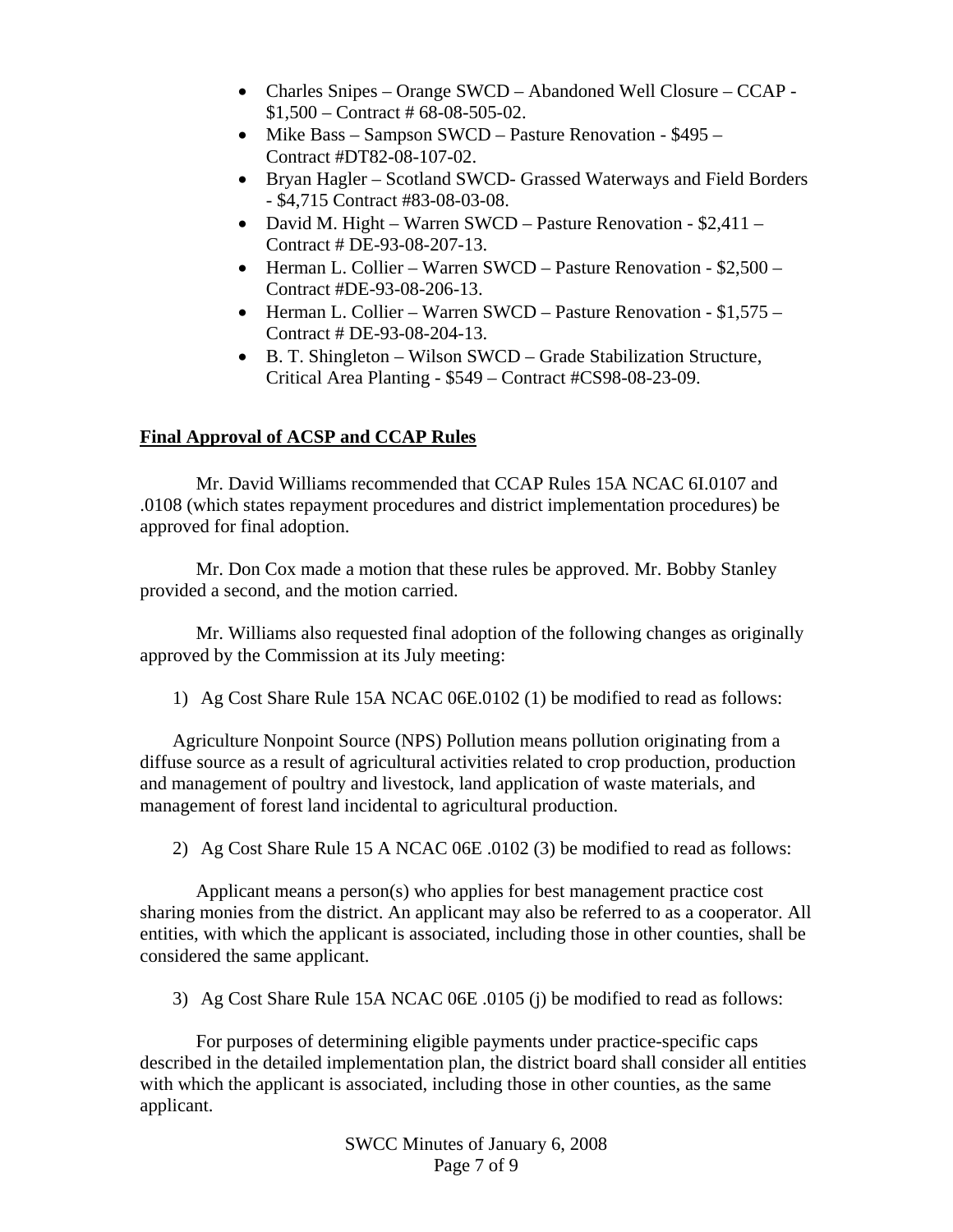- Charles Snipes – Orange SWCD – Abandoned Well Closure – CCAP - $1,500 – Contract # 68-08-505-02.
- Mike Bass – Sampson SWCD – Pasture Renovation - $495 – Contract #DT82-08-107-02.
- Bryan Hagler – Scotland SWCD- Grassed Waterways and Field Borders - $4,715 Contract #83-08-03-08.
- David M. Hight – Warren SWCD – Pasture Renovation - $2,411 – Contract # DE-93-08-207-13.
- Herman L. Collier – Warren SWCD – Pasture Renovation - $2,500 – Contract #DE-93-08-206-13.
- Herman L. Collier – Warren SWCD – Pasture Renovation - $1,575 – Contract # DE-93-08-204-13.
- B. T. Shingleton – Wilson SWCD – Grade Stabilization Structure, Critical Area Planting - $549 – Contract #CS98-08-23-09.

**Final Approval of ACSP and CCAP Rules**

Mr. David Williams recommended that CCAP Rules 15A NCAC 6I.0107 and .0108 (which states repayment procedures and district implementation procedures) be approved for final adoption.

Mr. Don Cox made a motion that these rules be approved. Mr. Bobby Stanley provided a second, and the motion carried.

Mr. Williams also requested final adoption of the following changes as originally approved by the Commission at its July meeting:

1) Ag Cost Share Rule 15A NCAC 06E.0102 (1) be modified to read as follows:

Agriculture Nonpoint Source (NPS) Pollution means pollution originating from a diffuse source as a result of agricultural activities related to crop production, production and management of poultry and livestock, land application of waste materials, and management of forest land incidental to agricultural production.

2) Ag Cost Share Rule 15 A NCAC 06E .0102 (3) be modified to read as follows:

Applicant means a person(s) who applies for best management practice cost sharing monies from the district. An applicant may also be referred to as a cooperator. All entities, with which the applicant is associated, including those in other counties, shall be considered the same applicant.

3) Ag Cost Share Rule 15A NCAC 06E .0105 (j) be modified to read as follows:

For purposes of determining eligible payments under practice-specific caps described in the detailed implementation plan, the district board shall consider all entities with which the applicant is associated, including those in other counties, as the same applicant.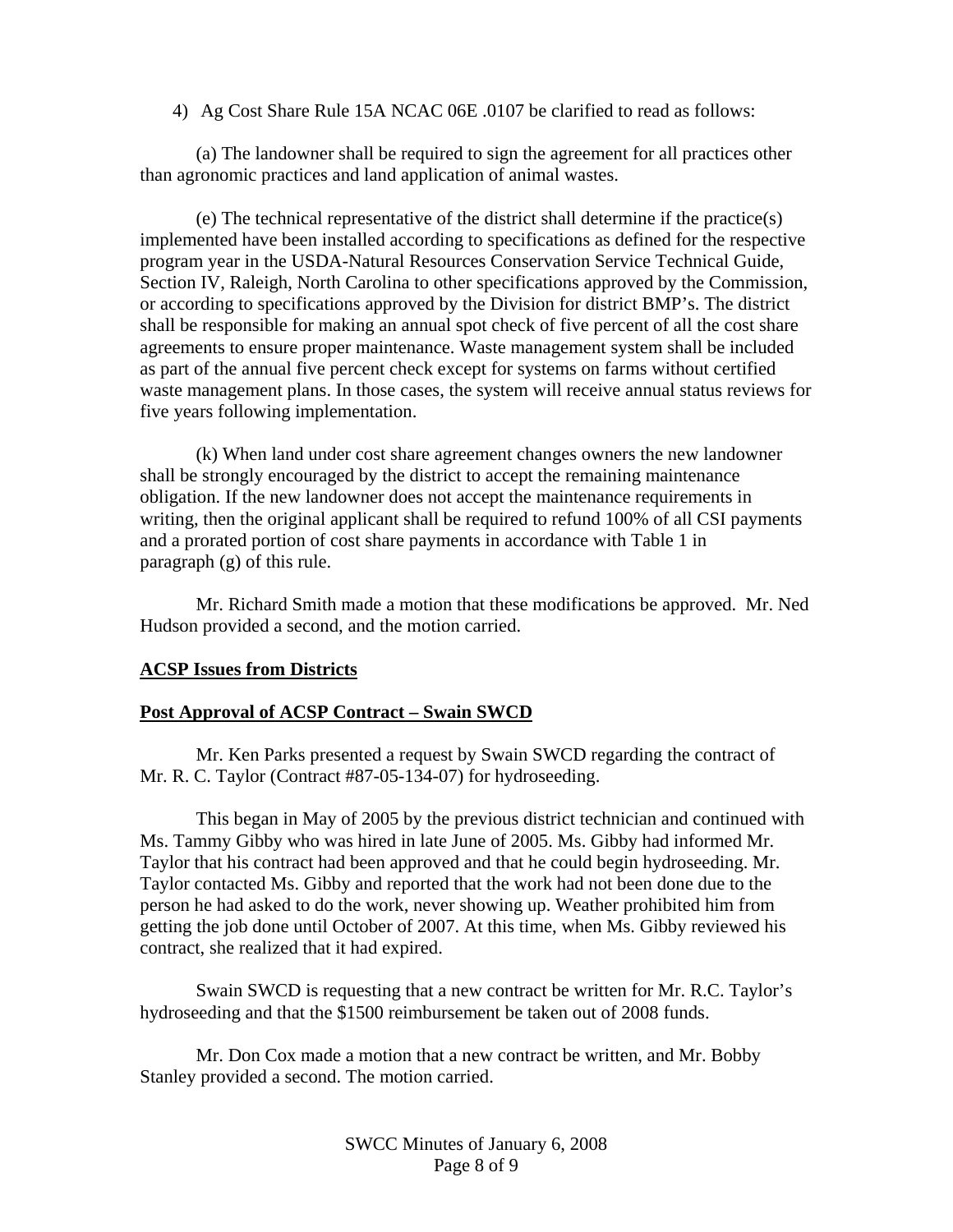4) Ag Cost Share Rule 15A NCAC 06E .0107 be clarified to read as follows:

(a) The landowner shall be required to sign the agreement for all practices other than agronomic practices and land application of animal wastes.

(e) The technical representative of the district shall determine if the practice(s) implemented have been installed according to specifications as defined for the respective program year in the USDA-Natural Resources Conservation Service Technical Guide, Section IV, Raleigh, North Carolina to other specifications approved by the Commission, or according to specifications approved by the Division for district BMP's. The district shall be responsible for making an annual spot check of five percent of all the cost share agreements to ensure proper maintenance. Waste management system shall be included as part of the annual five percent check except for systems on farms without certified waste management plans. In those cases, the system will receive annual status reviews for five years following implementation.

(k) When land under cost share agreement changes owners the new landowner shall be strongly encouraged by the district to accept the remaining maintenance obligation. If the new landowner does not accept the maintenance requirements in writing, then the original applicant shall be required to refund 100% of all CSI payments and a prorated portion of cost share payments in accordance with Table 1 in paragraph (g) of this rule.

Mr. Richard Smith made a motion that these modifications be approved. Mr. Ned Hudson provided a second, and the motion carried.

**ACSP Issues from Districts**

**Post Approval of ACSP Contract – Swain SWCD**

Mr. Ken Parks presented a request by Swain SWCD regarding the contract of Mr. R. C. Taylor (Contract #87-05-134-07) for hydroseeding.

This began in May of 2005 by the previous district technician and continued with Ms. Tammy Gibby who was hired in late June of 2005. Ms. Gibby had informed Mr. Taylor that his contract had been approved and that he could begin hydroseeding. Mr. Taylor contacted Ms. Gibby and reported that the work had not been done due to the person he had asked to do the work, never showing up. Weather prohibited him from getting the job done until October of 2007. At this time, when Ms. Gibby reviewed his contract, she realized that it had expired.

Swain SWCD is requesting that a new contract be written for Mr. R.C. Taylor's hydroseeding and that the $1500 reimbursement be taken out of 2008 funds.

Mr. Don Cox made a motion that a new contract be written, and Mr. Bobby Stanley provided a second. The motion carried.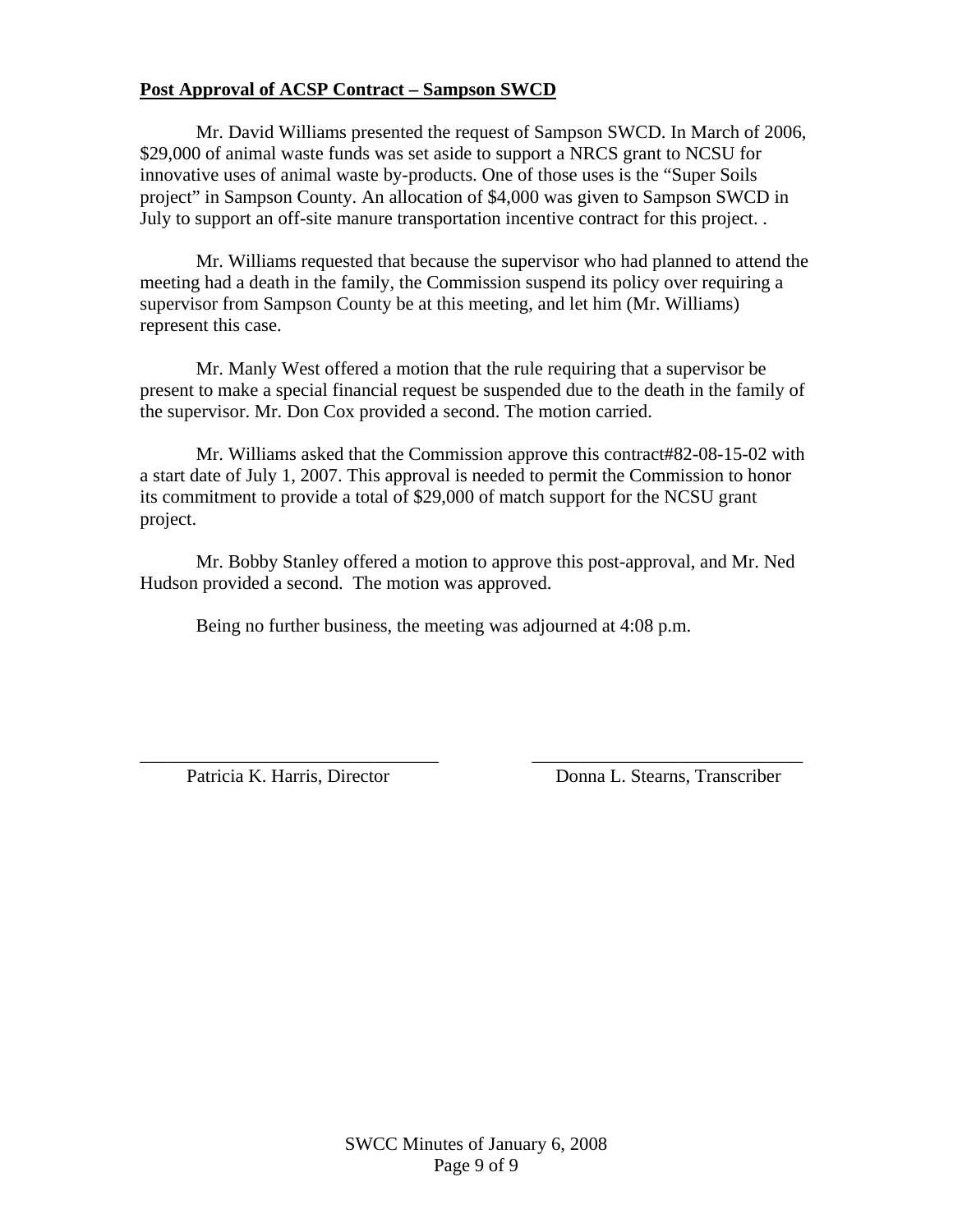**Post Approval of ACSP Contract – Sampson SWCD**

Mr. David Williams presented the request of Sampson SWCD. In March of 2006, $29,000 of animal waste funds was set aside to support a NRCS grant to NCSU for innovative uses of animal waste by-products. One of those uses is the "Super Soils project" in Sampson County. An allocation of $4,000 was given to Sampson SWCD in July to support an off-site manure transportation incentive contract for this project. .

Mr. Williams requested that because the supervisor who had planned to attend the meeting had a death in the family, the Commission suspend its policy over requiring a supervisor from Sampson County be at this meeting, and let him (Mr. Williams) represent this case.

Mr. Manly West offered a motion that the rule requiring that a supervisor be present to make a special financial request be suspended due to the death in the family of the supervisor. Mr. Don Cox provided a second. The motion carried.

Mr. Williams asked that the Commission approve this contract#82-08-15-02 with a start date of July 1, 2007. This approval is needed to permit the Commission to honor its commitment to provide a total of $29,000 of match support for the NCSU grant project.

Mr. Bobby Stanley offered a motion to approve this post-approval, and Mr. Ned Hudson provided a second. The motion was approved.

Being no further business, the meeting was adjourned at 4:08 p.m.

\_\_\_\_\_\_\_\_\_\_\_\_\_\_\_\_\_\_\_\_\_\_\_\_\_\_\_\_\_\_\_\_
Patricia K. Harris, Director

\_\_\_\_\_\_\_\_\_\_\_\_\_\_\_\_\_\_\_\_\_\_\_\_\_\_\_\_\_\_\_\_
Donna L. Stearns, Transcriber